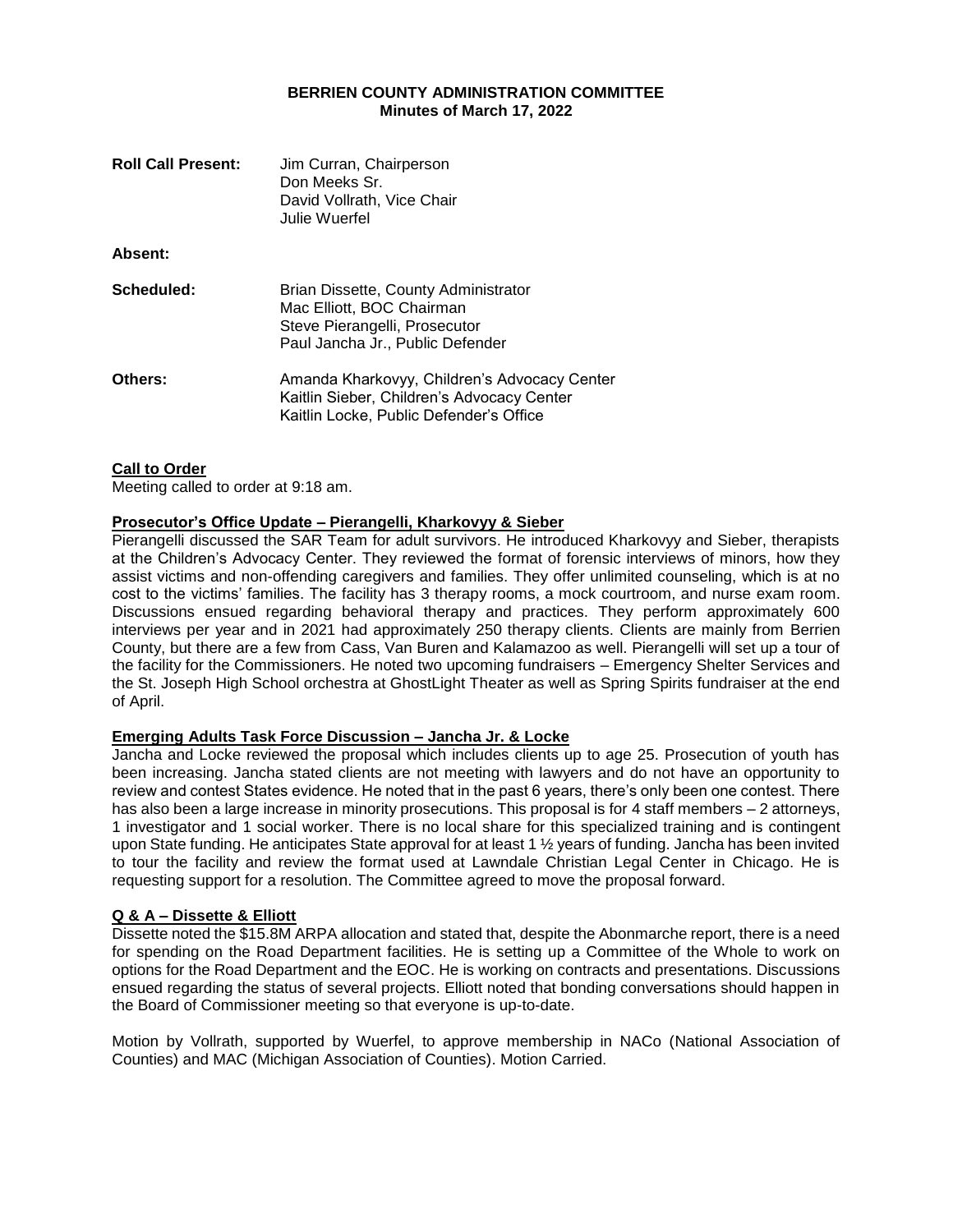# BERRIEN COUNTY ADMINISTRATION COMMITTEE
## Minutes of March 17, 2022

| | |
|---|---|
| **Roll Call Present:** | Jim Curran, Chairperson<br>Don Meeks Sr.<br>David Vollrath, Vice Chair<br>Julie Wuerfel |
| **Absent:** | |
| **Scheduled:** | Brian Dissette, County Administrator<br>Mac Elliott, BOC Chairman<br>Steve Pierangelli, Prosecutor<br>Paul Jancha Jr., Public Defender |
| **Others:** | Amanda Kharkovyy, Children's Advocacy Center<br>Kaitlin Sieber, Children's Advocacy Center<br>Kaitlin Locke, Public Defender's Office |

**Call to Order**

Meeting called to order at 9:18 am.

**Prosecutor's Office Update – Pierangelli, Kharkovyy & Sieber**

Pierangelli discussed the SAR Team for adult survivors. He introduced Kharkovyy and Sieber, therapists at the Children's Advocacy Center. They reviewed the format of forensic interviews of minors, how they assist victims and non-offending caregivers and families. They offer unlimited counseling, which is at no cost to the victims' families. The facility has 3 therapy rooms, a mock courtroom, and nurse exam room. Discussions ensued regarding behavioral therapy and practices. They perform approximately 600 interviews per year and in 2021 had approximately 250 therapy clients. Clients are mainly from Berrien County, but there are a few from Cass, Van Buren and Kalamazoo as well. Pierangelli will set up a tour of the facility for the Commissioners. He noted two upcoming fundraisers – Emergency Shelter Services and the St. Joseph High School orchestra at GhostLight Theater as well as Spring Spirits fundraiser at the end of April.

**Emerging Adults Task Force Discussion – Jancha Jr. & Locke**

Jancha and Locke reviewed the proposal which includes clients up to age 25. Prosecution of youth has been increasing. Jancha stated clients are not meeting with lawyers and do not have an opportunity to review and contest States evidence. He noted that in the past 6 years, there's only been one contest. There has also been a large increase in minority prosecutions. This proposal is for 4 staff members – 2 attorneys, 1 investigator and 1 social worker. There is no local share for this specialized training and is contingent upon State funding. He anticipates State approval for at least 1 ½ years of funding. Jancha has been invited to tour the facility and review the format used at Lawndale Christian Legal Center in Chicago. He is requesting support for a resolution. The Committee agreed to move the proposal forward.

**Q & A – Dissette & Elliott**

Dissette noted the $15.8M ARPA allocation and stated that, despite the Abonmarche report, there is a need for spending on the Road Department facilities. He is setting up a Committee of the Whole to work on options for the Road Department and the EOC. He is working on contracts and presentations. Discussions ensued regarding the status of several projects. Elliott noted that bonding conversations should happen in the Board of Commissioner meeting so that everyone is up-to-date.

Motion by Vollrath, supported by Wuerfel, to approve membership in NACo (National Association of Counties) and MAC (Michigan Association of Counties). Motion Carried.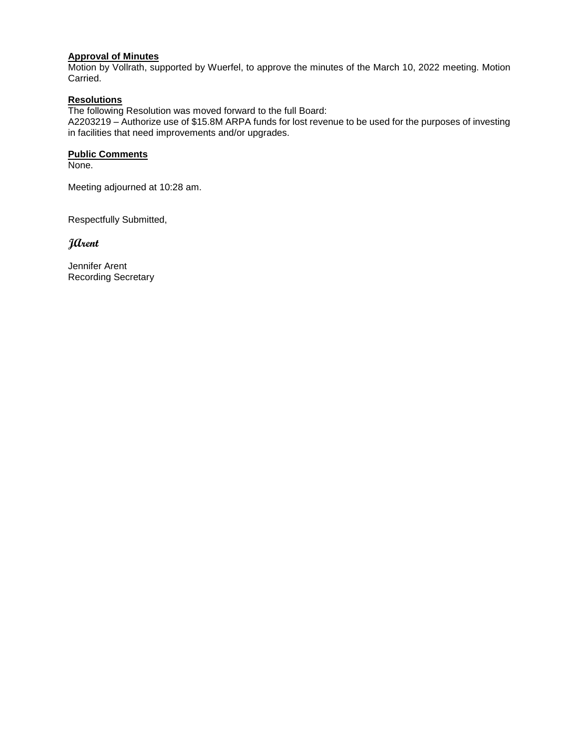**Approval of Minutes**

Motion by Vollrath, supported by Wuerfel, to approve the minutes of the March 10, 2022 meeting. Motion Carried.

**Resolutions**

The following Resolution was moved forward to the full Board:

A2203219 – Authorize use of $15.8M ARPA funds for lost revenue to be used for the purposes of investing in facilities that need improvements and/or upgrades.

**Public Comments**

None.

Meeting adjourned at 10:28 am.

Respectfully Submitted,

*JArent*

Jennifer Arent
Recording Secretary